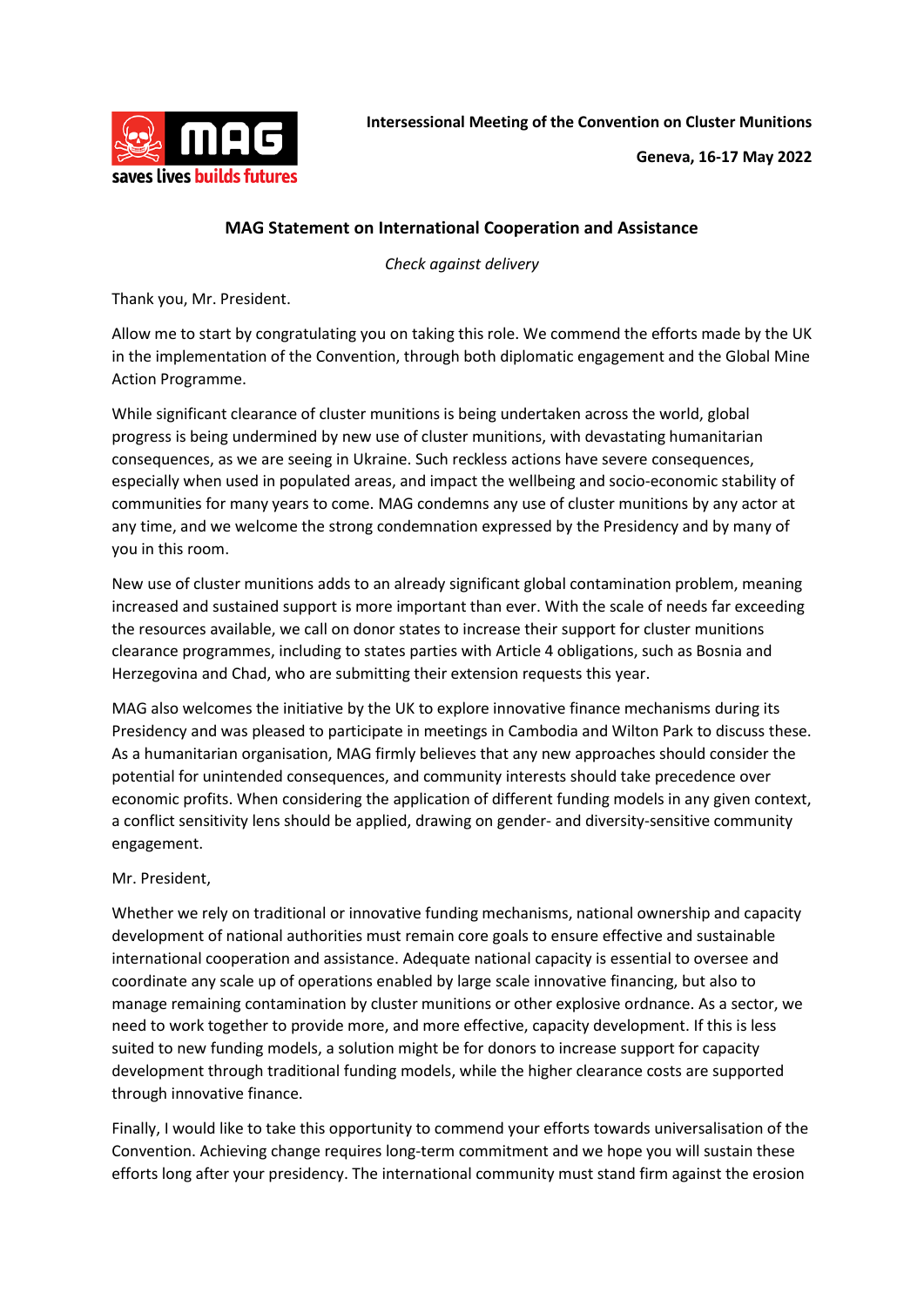**Intersessional Meeting of the Convention on Cluster Munitions**

**Geneva, 16-17 May 2022**

## MAG Statement on International Cooperation and Assistance

*Check against delivery*

Thank you, Mr. President.

Allow me to start by congratulating you on taking this role. We commend the efforts made by the UK in the implementation of the Convention, through both diplomatic engagement and the Global Mine Action Programme.

While significant clearance of cluster munitions is being undertaken across the world, global progress is being undermined by new use of cluster munitions, with devastating humanitarian consequences, as we are seeing in Ukraine. Such reckless actions have severe consequences, especially when used in populated areas, and impact the wellbeing and socio-economic stability of communities for many years to come. MAG condemns any use of cluster munitions by any actor at any time, and we welcome the strong condemnation expressed by the Presidency and by many of you in this room.

New use of cluster munitions adds to an already significant global contamination problem, meaning increased and sustained support is more important than ever. With the scale of needs far exceeding the resources available, we call on donor states to increase their support for cluster munitions clearance programmes, including to states parties with Article 4 obligations, such as Bosnia and Herzegovina and Chad, who are submitting their extension requests this year.

MAG also welcomes the initiative by the UK to explore innovative finance mechanisms during its Presidency and was pleased to participate in meetings in Cambodia and Wilton Park to discuss these. As a humanitarian organisation, MAG firmly believes that any new approaches should consider the potential for unintended consequences, and community interests should take precedence over economic profits. When considering the application of different funding models in any given context, a conflict sensitivity lens should be applied, drawing on gender- and diversity-sensitive community engagement.

Mr. President,

Whether we rely on traditional or innovative funding mechanisms, national ownership and capacity development of national authorities must remain core goals to ensure effective and sustainable international cooperation and assistance. Adequate national capacity is essential to oversee and coordinate any scale up of operations enabled by large scale innovative financing, but also to manage remaining contamination by cluster munitions or other explosive ordnance. As a sector, we need to work together to provide more, and more effective, capacity development. If this is less suited to new funding models, a solution might be for donors to increase support for capacity development through traditional funding models, while the higher clearance costs are supported through innovative finance.

Finally, I would like to take this opportunity to commend your efforts towards universalisation of the Convention. Achieving change requires long-term commitment and we hope you will sustain these efforts long after your presidency. The international community must stand firm against the erosion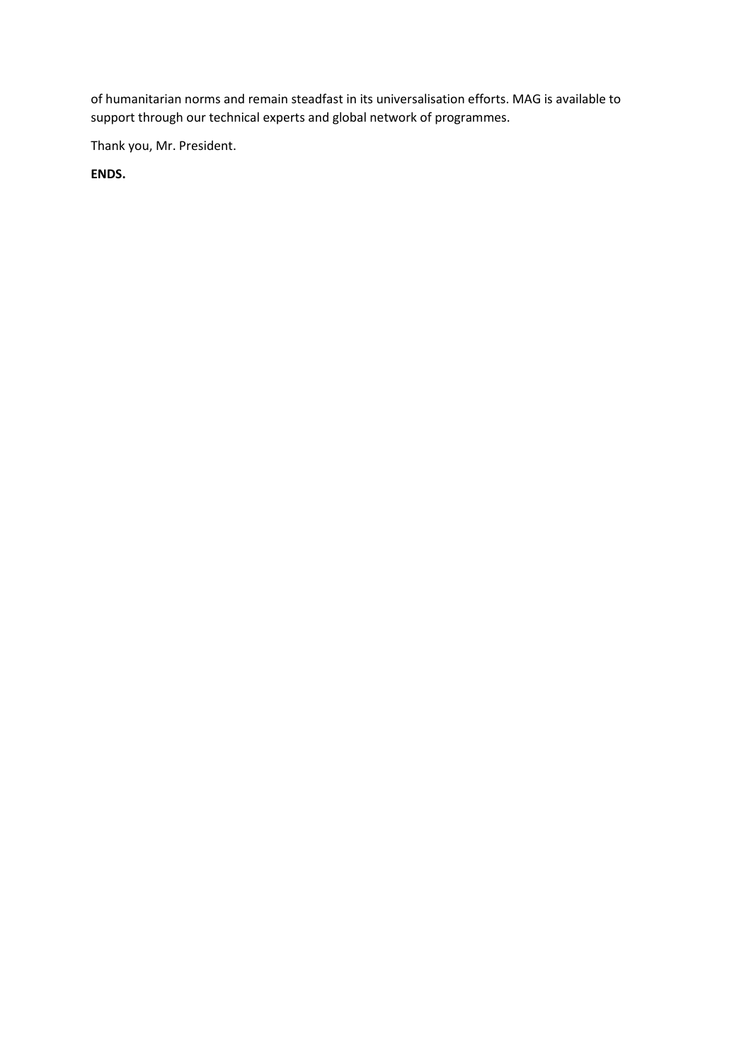of humanitarian norms and remain steadfast in its universalisation efforts. MAG is available to support through our technical experts and global network of programmes.

Thank you, Mr. President.

**ENDS.**